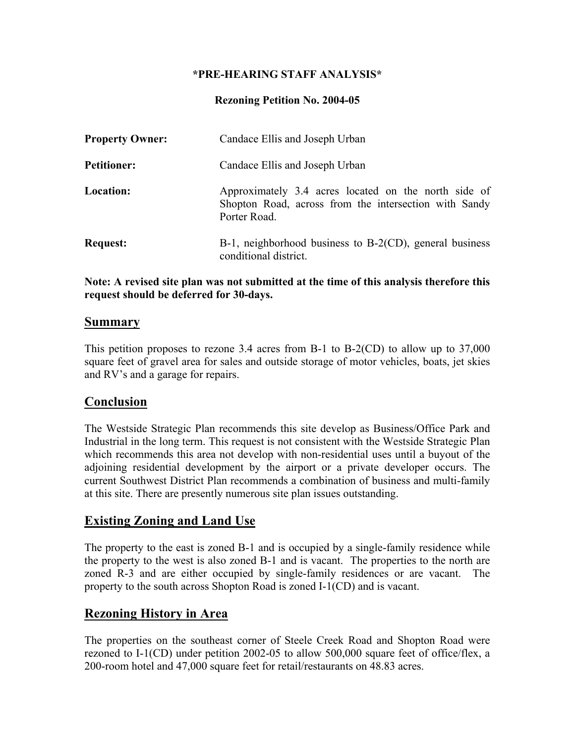**\*PRE-HEARING STAFF ANALYSIS\***

**Rezoning Petition No. 2004-05**

| | |
|---|---|
| **Property Owner:** | Candace Ellis and Joseph Urban |
| **Petitioner:** | Candace Ellis and Joseph Urban |
| **Location:** | Approximately 3.4 acres located on the north side of Shopton Road, across from the intersection with Sandy Porter Road. |
| **Request:** | B-1, neighborhood business to B-2(CD), general business conditional district. |

**Note: A revised site plan was not submitted at the time of this analysis therefore this request should be deferred for 30-days.**

## Summary

This petition proposes to rezone 3.4 acres from B-1 to B-2(CD) to allow up to 37,000 square feet of gravel area for sales and outside storage of motor vehicles, boats, jet skies and RV's and a garage for repairs.

## Conclusion

The Westside Strategic Plan recommends this site develop as Business/Office Park and Industrial in the long term. This request is not consistent with the Westside Strategic Plan which recommends this area not develop with non-residential uses until a buyout of the adjoining residential development by the airport or a private developer occurs. The current Southwest District Plan recommends a combination of business and multi-family at this site. There are presently numerous site plan issues outstanding.

## Existing Zoning and Land Use

The property to the east is zoned B-1 and is occupied by a single-family residence while the property to the west is also zoned B-1 and is vacant. The properties to the north are zoned R-3 and are either occupied by single-family residences or are vacant. The property to the south across Shopton Road is zoned I-1(CD) and is vacant.

## Rezoning History in Area

The properties on the southeast corner of Steele Creek Road and Shopton Road were rezoned to I-1(CD) under petition 2002-05 to allow 500,000 square feet of office/flex, a 200-room hotel and 47,000 square feet for retail/restaurants on 48.83 acres.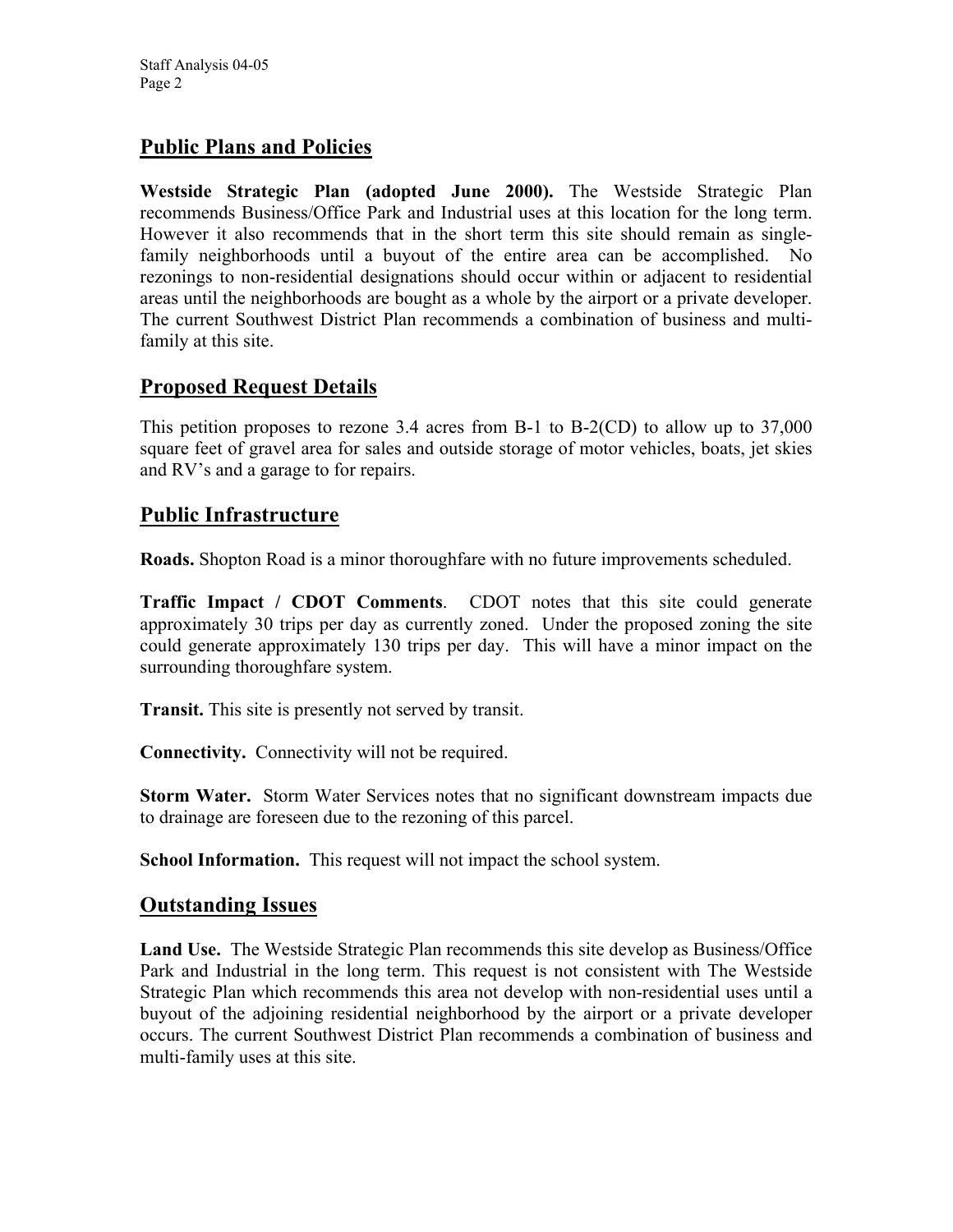## Public Plans and Policies

**Westside Strategic Plan (adopted June 2000).** The Westside Strategic Plan recommends Business/Office Park and Industrial uses at this location for the long term. However it also recommends that in the short term this site should remain as single-family neighborhoods until a buyout of the entire area can be accomplished. No rezonings to non-residential designations should occur within or adjacent to residential areas until the neighborhoods are bought as a whole by the airport or a private developer. The current Southwest District Plan recommends a combination of business and multi-family at this site.

## Proposed Request Details

This petition proposes to rezone 3.4 acres from B-1 to B-2(CD) to allow up to 37,000 square feet of gravel area for sales and outside storage of motor vehicles, boats, jet skies and RV's and a garage to for repairs.

## Public Infrastructure

**Roads.** Shopton Road is a minor thoroughfare with no future improvements scheduled.

**Traffic Impact / CDOT Comments**. CDOT notes that this site could generate approximately 30 trips per day as currently zoned. Under the proposed zoning the site could generate approximately 130 trips per day. This will have a minor impact on the surrounding thoroughfare system.

**Transit.** This site is presently not served by transit.

**Connectivity.** Connectivity will not be required.

**Storm Water.** Storm Water Services notes that no significant downstream impacts due to drainage are foreseen due to the rezoning of this parcel.

**School Information.** This request will not impact the school system.

## Outstanding Issues

**Land Use.** The Westside Strategic Plan recommends this site develop as Business/Office Park and Industrial in the long term. This request is not consistent with The Westside Strategic Plan which recommends this area not develop with non-residential uses until a buyout of the adjoining residential neighborhood by the airport or a private developer occurs. The current Southwest District Plan recommends a combination of business and multi-family uses at this site.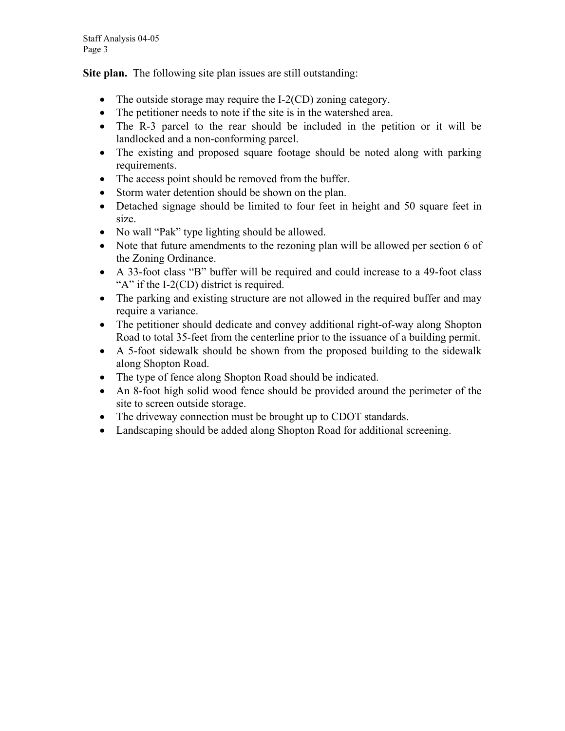**Site plan.** The following site plan issues are still outstanding:

- The outside storage may require the I-2(CD) zoning category.
- The petitioner needs to note if the site is in the watershed area.
- The R-3 parcel to the rear should be included in the petition or it will be landlocked and a non-conforming parcel.
- The existing and proposed square footage should be noted along with parking requirements.
- The access point should be removed from the buffer.
- Storm water detention should be shown on the plan.
- Detached signage should be limited to four feet in height and 50 square feet in size.
- No wall "Pak" type lighting should be allowed.
- Note that future amendments to the rezoning plan will be allowed per section 6 of the Zoning Ordinance.
- A 33-foot class "B" buffer will be required and could increase to a 49-foot class "A" if the I-2(CD) district is required.
- The parking and existing structure are not allowed in the required buffer and may require a variance.
- The petitioner should dedicate and convey additional right-of-way along Shopton Road to total 35-feet from the centerline prior to the issuance of a building permit.
- A 5-foot sidewalk should be shown from the proposed building to the sidewalk along Shopton Road.
- The type of fence along Shopton Road should be indicated.
- An 8-foot high solid wood fence should be provided around the perimeter of the site to screen outside storage.
- The driveway connection must be brought up to CDOT standards.
- Landscaping should be added along Shopton Road for additional screening.